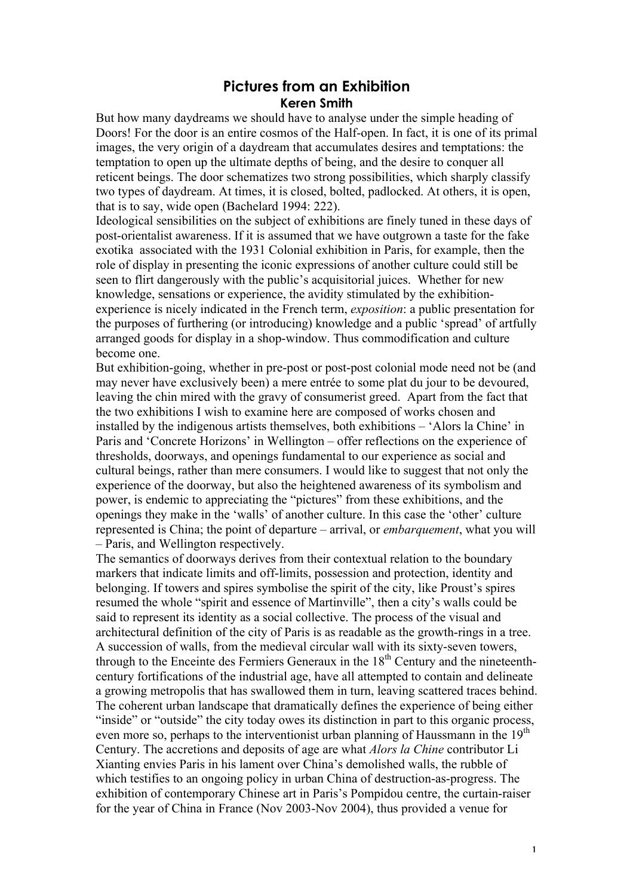# Pictures from an Exhibition

**Keren Smith**

But how many daydreams we should have to analyse under the simple heading of Doors! For the door is an entire cosmos of the Half-open. In fact, it is one of its primal images, the very origin of a daydream that accumulates desires and temptations: the temptation to open up the ultimate depths of being, and the desire to conquer all reticent beings. The door schematizes two strong possibilities, which sharply classify two types of daydream. At times, it is closed, bolted, padlocked. At others, it is open, that is to say, wide open (Bachelard 1994: 222).

Ideological sensibilities on the subject of exhibitions are finely tuned in these days of post-orientalist awareness. If it is assumed that we have outgrown a taste for the fake exotika associated with the 1931 Colonial exhibition in Paris, for example, then the role of display in presenting the iconic expressions of another culture could still be seen to flirt dangerously with the public's acquisitorial juices. Whether for new knowledge, sensations or experience, the avidity stimulated by the exhibition-experience is nicely indicated in the French term, *exposition*: a public presentation for the purposes of furthering (or introducing) knowledge and a public 'spread' of artfully arranged goods for display in a shop-window. Thus commodification and culture become one.

But exhibition-going, whether in pre-post or post-post colonial mode need not be (and may never have exclusively been) a mere entrée to some plat du jour to be devoured, leaving the chin mired with the gravy of consumerist greed. Apart from the fact that the two exhibitions I wish to examine here are composed of works chosen and installed by the indigenous artists themselves, both exhibitions – 'Alors la Chine' in Paris and 'Concrete Horizons' in Wellington – offer reflections on the experience of thresholds, doorways, and openings fundamental to our experience as social and cultural beings, rather than mere consumers. I would like to suggest that not only the experience of the doorway, but also the heightened awareness of its symbolism and power, is endemic to appreciating the "pictures" from these exhibitions, and the openings they make in the 'walls' of another culture. In this case the 'other' culture represented is China; the point of departure – arrival, or *embarquement*, what you will – Paris, and Wellington respectively.

The semantics of doorways derives from their contextual relation to the boundary markers that indicate limits and off-limits, possession and protection, identity and belonging. If towers and spires symbolise the spirit of the city, like Proust's spires resumed the whole "spirit and essence of Martinville", then a city's walls could be said to represent its identity as a social collective. The process of the visual and architectural definition of the city of Paris is as readable as the growth-rings in a tree. A succession of walls, from the medieval circular wall with its sixty-seven towers, through to the Enceinte des Fermiers Generaux in the 18th Century and the nineteenth-century fortifications of the industrial age, have all attempted to contain and delineate a growing metropolis that has swallowed them in turn, leaving scattered traces behind. The coherent urban landscape that dramatically defines the experience of being either "inside" or "outside" the city today owes its distinction in part to this organic process, even more so, perhaps to the interventionist urban planning of Haussmann in the 19th Century. The accretions and deposits of age are what *Alors la Chine* contributor Li Xianting envies Paris in his lament over China's demolished walls, the rubble of which testifies to an ongoing policy in urban China of destruction-as-progress. The exhibition of contemporary Chinese art in Paris's Pompidou centre, the curtain-raiser for the year of China in France (Nov 2003-Nov 2004), thus provided a venue for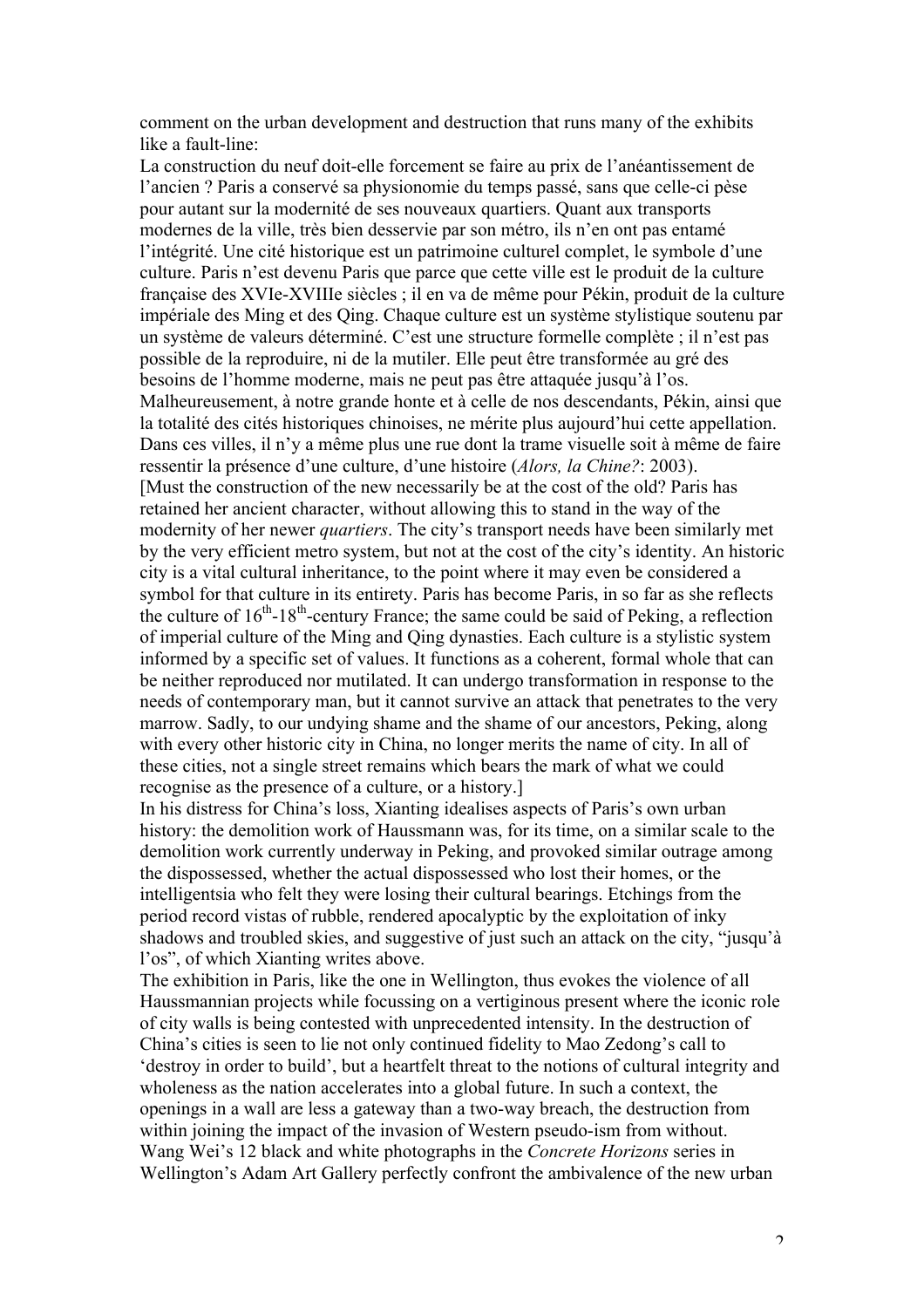comment on the urban development and destruction that runs many of the exhibits like a fault-line:

La construction du neuf doit-elle forcement se faire au prix de l'anéantissement de l'ancien ? Paris a conservé sa physionomie du temps passé, sans que celle-ci pèse pour autant sur la modernité de ses nouveaux quartiers. Quant aux transports modernes de la ville, très bien desservie par son métro, ils n'en ont pas entamé l'intégrité. Une cité historique est un patrimoine culturel complet, le symbole d'une culture. Paris n'est devenu Paris que parce que cette ville est le produit de la culture française des XVIe-XVIIIe siècles ; il en va de même pour Pékin, produit de la culture impériale des Ming et des Qing. Chaque culture est un système stylistique soutenu par un système de valeurs déterminé. C'est une structure formelle complète ; il n'est pas possible de la reproduire, ni de la mutiler. Elle peut être transformée au gré des besoins de l'homme moderne, mais ne peut pas être attaquée jusqu'à l'os. Malheureusement, à notre grande honte et à celle de nos descendants, Pékin, ainsi que la totalité des cités historiques chinoises, ne mérite plus aujourd'hui cette appellation. Dans ces villes, il n'y a même plus une rue dont la trame visuelle soit à même de faire ressentir la présence d'une culture, d'une histoire (*Alors, la Chine?*: 2003).

[Must the construction of the new necessarily be at the cost of the old? Paris has retained her ancient character, without allowing this to stand in the way of the modernity of her newer *quartiers*. The city's transport needs have been similarly met by the very efficient metro system, but not at the cost of the city's identity. An historic city is a vital cultural inheritance, to the point where it may even be considered a symbol for that culture in its entirety. Paris has become Paris, in so far as she reflects the culture of 16th-18th-century France; the same could be said of Peking, a reflection of imperial culture of the Ming and Qing dynasties. Each culture is a stylistic system informed by a specific set of values. It functions as a coherent, formal whole that can be neither reproduced nor mutilated. It can undergo transformation in response to the needs of contemporary man, but it cannot survive an attack that penetrates to the very marrow. Sadly, to our undying shame and the shame of our ancestors, Peking, along with every other historic city in China, no longer merits the name of city. In all of these cities, not a single street remains which bears the mark of what we could recognise as the presence of a culture, or a history.]

In his distress for China's loss, Xianting idealises aspects of Paris's own urban history: the demolition work of Haussmann was, for its time, on a similar scale to the demolition work currently underway in Peking, and provoked similar outrage among the dispossessed, whether the actual dispossessed who lost their homes, or the intelligentsia who felt they were losing their cultural bearings. Etchings from the period record vistas of rubble, rendered apocalyptic by the exploitation of inky shadows and troubled skies, and suggestive of just such an attack on the city, "jusqu'à l'os", of which Xianting writes above.

The exhibition in Paris, like the one in Wellington, thus evokes the violence of all Haussmannian projects while focussing on a vertiginous present where the iconic role of city walls is being contested with unprecedented intensity. In the destruction of China's cities is seen to lie not only continued fidelity to Mao Zedong's call to 'destroy in order to build', but a heartfelt threat to the notions of cultural integrity and wholeness as the nation accelerates into a global future. In such a context, the openings in a wall are less a gateway than a two-way breach, the destruction from within joining the impact of the invasion of Western pseudo-ism from without.

Wang Wei's 12 black and white photographs in the *Concrete Horizons* series in Wellington's Adam Art Gallery perfectly confront the ambivalence of the new urban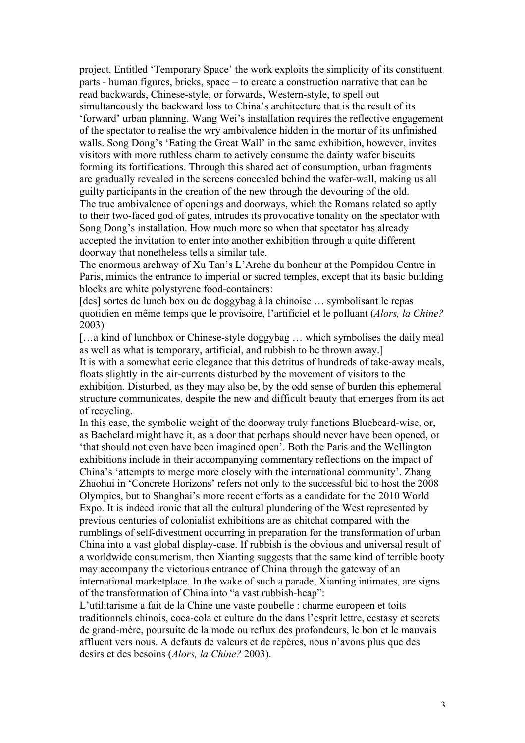project. Entitled 'Temporary Space' the work exploits the simplicity of its constituent parts - human figures, bricks, space – to create a construction narrative that can be read backwards, Chinese-style, or forwards, Western-style, to spell out simultaneously the backward loss to China's architecture that is the result of its 'forward' urban planning. Wang Wei's installation requires the reflective engagement of the spectator to realise the wry ambivalence hidden in the mortar of its unfinished walls. Song Dong's 'Eating the Great Wall' in the same exhibition, however, invites visitors with more ruthless charm to actively consume the dainty wafer biscuits forming its fortifications. Through this shared act of consumption, urban fragments are gradually revealed in the screens concealed behind the wafer-wall, making us all guilty participants in the creation of the new through the devouring of the old.

The true ambivalence of openings and doorways, which the Romans related so aptly to their two-faced god of gates, intrudes its provocative tonality on the spectator with Song Dong's installation. How much more so when that spectator has already accepted the invitation to enter into another exhibition through a quite different doorway that nonetheless tells a similar tale.

The enormous archway of Xu Tan's L'Arche du bonheur at the Pompidou Centre in Paris, mimics the entrance to imperial or sacred temples, except that its basic building blocks are white polystyrene food-containers:

[des] sortes de lunch box ou de doggybag à la chinoise … symbolisant le repas quotidien en même temps que le provisoire, l'artificiel et le polluant (*Alors, la Chine?* 2003)

[…a kind of lunchbox or Chinese-style doggybag … which symbolises the daily meal as well as what is temporary, artificial, and rubbish to be thrown away.]

It is with a somewhat eerie elegance that this detritus of hundreds of take-away meals, floats slightly in the air-currents disturbed by the movement of visitors to the exhibition. Disturbed, as they may also be, by the odd sense of burden this ephemeral structure communicates, despite the new and difficult beauty that emerges from its act of recycling.

In this case, the symbolic weight of the doorway truly functions Bluebeard-wise, or, as Bachelard might have it, as a door that perhaps should never have been opened, or 'that should not even have been imagined open'. Both the Paris and the Wellington exhibitions include in their accompanying commentary reflections on the impact of China's 'attempts to merge more closely with the international community'. Zhang Zhaohui in 'Concrete Horizons' refers not only to the successful bid to host the 2008 Olympics, but to Shanghai's more recent efforts as a candidate for the 2010 World Expo. It is indeed ironic that all the cultural plundering of the West represented by previous centuries of colonialist exhibitions are as chitchat compared with the rumblings of self-divestment occurring in preparation for the transformation of urban China into a vast global display-case. If rubbish is the obvious and universal result of a worldwide consumerism, then Xianting suggests that the same kind of terrible booty may accompany the victorious entrance of China through the gateway of an international marketplace. In the wake of such a parade, Xianting intimates, are signs of the transformation of China into "a vast rubbish-heap":

L'utilitarisme a fait de la Chine une vaste poubelle : charme europeen et toits traditionnels chinois, coca-cola et culture du the dans l'esprit lettre, ecstasy et secrets de grand-mère, poursuite de la mode ou reflux des profondeurs, le bon et le mauvais affluent vers nous. A defauts de valeurs et de repères, nous n'avons plus que des desirs et des besoins (*Alors, la Chine?* 2003).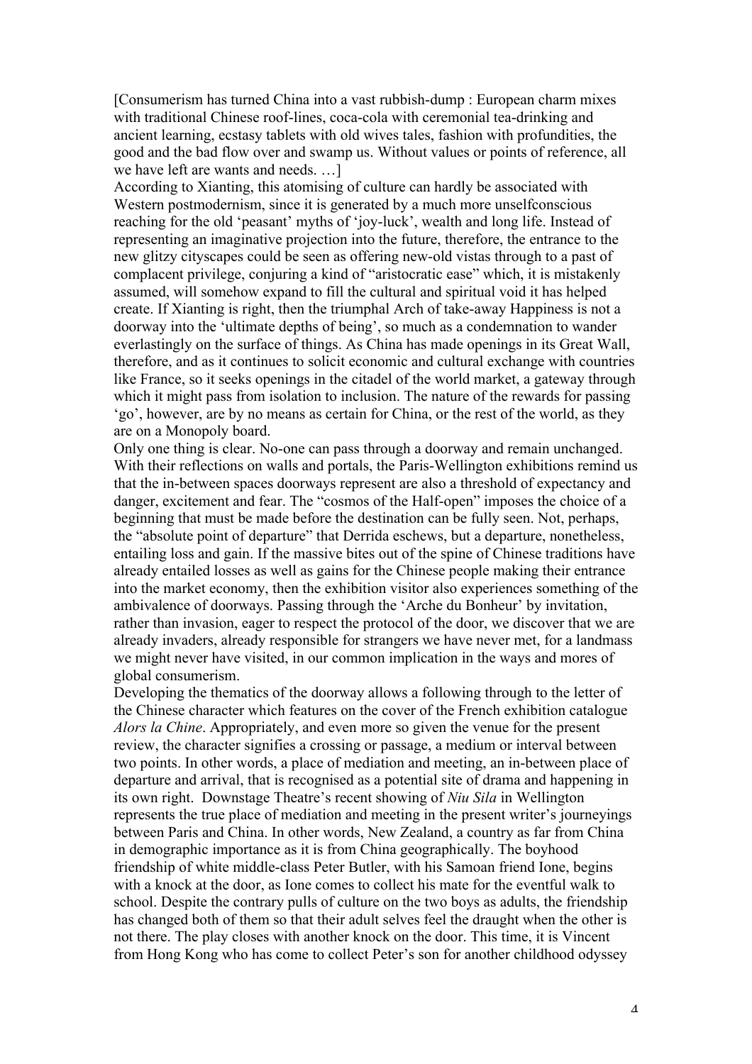[Consumerism has turned China into a vast rubbish-dump : European charm mixes with traditional Chinese roof-lines, coca-cola with ceremonial tea-drinking and ancient learning, ecstasy tablets with old wives tales, fashion with profundities, the good and the bad flow over and swamp us. Without values or points of reference, all we have left are wants and needs. …]

According to Xianting, this atomising of culture can hardly be associated with Western postmodernism, since it is generated by a much more unselfconscious reaching for the old 'peasant' myths of 'joy-luck', wealth and long life. Instead of representing an imaginative projection into the future, therefore, the entrance to the new glitzy cityscapes could be seen as offering new-old vistas through to a past of complacent privilege, conjuring a kind of "aristocratic ease" which, it is mistakenly assumed, will somehow expand to fill the cultural and spiritual void it has helped create. If Xianting is right, then the triumphal Arch of take-away Happiness is not a doorway into the 'ultimate depths of being', so much as a condemnation to wander everlastingly on the surface of things. As China has made openings in its Great Wall, therefore, and as it continues to solicit economic and cultural exchange with countries like France, so it seeks openings in the citadel of the world market, a gateway through which it might pass from isolation to inclusion. The nature of the rewards for passing 'go', however, are by no means as certain for China, or the rest of the world, as they are on a Monopoly board.

Only one thing is clear. No-one can pass through a doorway and remain unchanged. With their reflections on walls and portals, the Paris-Wellington exhibitions remind us that the in-between spaces doorways represent are also a threshold of expectancy and danger, excitement and fear. The "cosmos of the Half-open" imposes the choice of a beginning that must be made before the destination can be fully seen. Not, perhaps, the "absolute point of departure" that Derrida eschews, but a departure, nonetheless, entailing loss and gain. If the massive bites out of the spine of Chinese traditions have already entailed losses as well as gains for the Chinese people making their entrance into the market economy, then the exhibition visitor also experiences something of the ambivalence of doorways. Passing through the 'Arche du Bonheur' by invitation, rather than invasion, eager to respect the protocol of the door, we discover that we are already invaders, already responsible for strangers we have never met, for a landmass we might never have visited, in our common implication in the ways and mores of global consumerism.

Developing the thematics of the doorway allows a following through to the letter of the Chinese character which features on the cover of the French exhibition catalogue *Alors la Chine*. Appropriately, and even more so given the venue for the present review, the character signifies a crossing or passage, a medium or interval between two points. In other words, a place of mediation and meeting, an in-between place of departure and arrival, that is recognised as a potential site of drama and happening in its own right. Downstage Theatre's recent showing of *Niu Sila* in Wellington represents the true place of mediation and meeting in the present writer's journeyings between Paris and China. In other words, New Zealand, a country as far from China in demographic importance as it is from China geographically. The boyhood friendship of white middle-class Peter Butler, with his Samoan friend Ione, begins with a knock at the door, as Ione comes to collect his mate for the eventful walk to school. Despite the contrary pulls of culture on the two boys as adults, the friendship has changed both of them so that their adult selves feel the draught when the other is not there. The play closes with another knock on the door. This time, it is Vincent from Hong Kong who has come to collect Peter's son for another childhood odyssey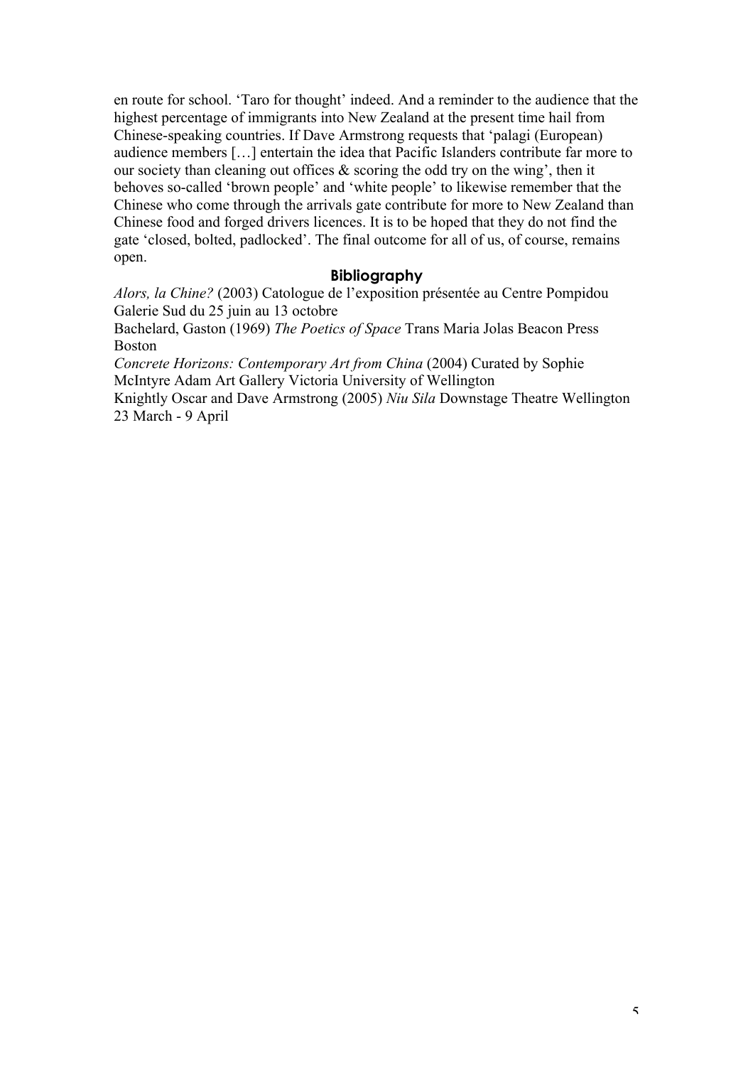en route for school. 'Taro for thought' indeed. And a reminder to the audience that the highest percentage of immigrants into New Zealand at the present time hail from Chinese-speaking countries. If Dave Armstrong requests that 'palagi (European) audience members […] entertain the idea that Pacific Islanders contribute far more to our society than cleaning out offices & scoring the odd try on the wing', then it behoves so-called 'brown people' and 'white people' to likewise remember that the Chinese who come through the arrivals gate contribute for more to New Zealand than Chinese food and forged drivers licences. It is to be hoped that they do not find the gate 'closed, bolted, padlocked'. The final outcome for all of us, of course, remains open.

## Bibliography

*Alors, la Chine?* (2003) Catalogue de l'exposition présentée au Centre Pompidou Galerie Sud du 25 juin au 13 octobre

Bachelard, Gaston (1969) *The Poetics of Space* Trans Maria Jolas Beacon Press Boston

*Concrete Horizons: Contemporary Art from China* (2004) Curated by Sophie McIntyre Adam Art Gallery Victoria University of Wellington

Knightly Oscar and Dave Armstrong (2005) *Niu Sila* Downstage Theatre Wellington 23 March - 9 April